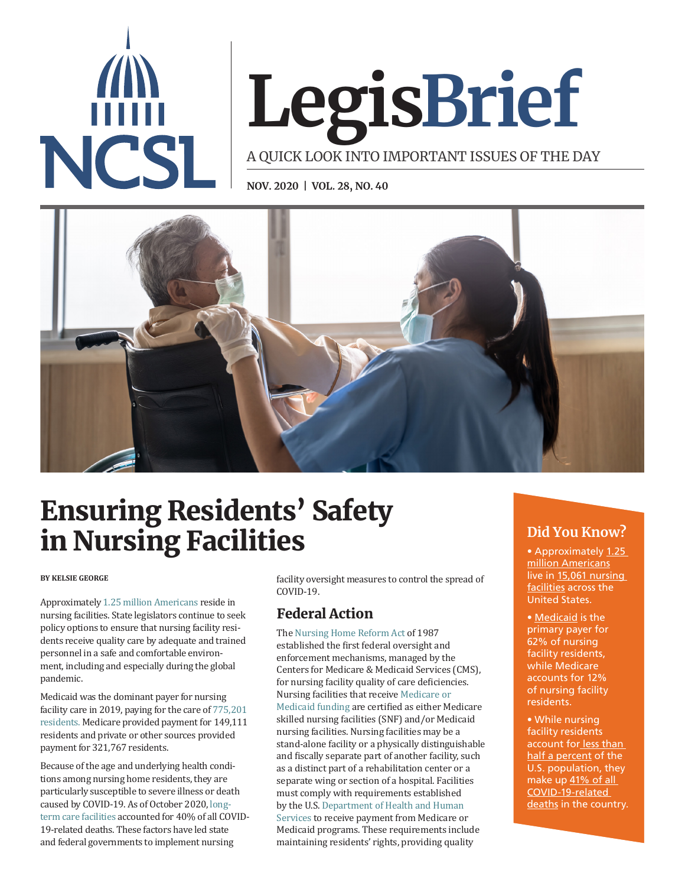NCSL

# LegisBrief

A QUICK LOOK INTO IMPORTANT ISSUES OF THE DAY

NOV. 2020 | VOL. 28, NO. 40

# Ensuring Residents' Safety in Nursing Facilities

**BY KELSIE GEORGE**

Approximately 1.25 million Americans reside in nursing facilities. State legislators continue to seek policy options to ensure that nursing facility residents receive quality care by adequate and trained personnel in a safe and comfortable environment, including and especially during the global pandemic.

Medicaid was the dominant payer for nursing facility care in 2019, paying for the care of 775,201 residents. Medicare provided payment for 149,111 residents and private or other sources provided payment for 321,767 residents.

Because of the age and underlying health conditions among nursing home residents, they are particularly susceptible to severe illness or death caused by COVID-19. As of October 2020, long-term care facilities accounted for 40% of all COVID-19-related deaths. These factors have led state and federal governments to implement nursing facility oversight measures to control the spread of COVID-19.

## Federal Action

The Nursing Home Reform Act of 1987 established the first federal oversight and enforcement mechanisms, managed by the Centers for Medicare & Medicaid Services (CMS), for nursing facility quality of care deficiencies. Nursing facilities that receive Medicare or Medicaid funding are certified as either Medicare skilled nursing facilities (SNF) and/or Medicaid nursing facilities. Nursing facilities may be a stand-alone facility or a physically distinguishable and fiscally separate part of another facility, such as a distinct part of a rehabilitation center or a separate wing or section of a hospital. Facilities must comply with requirements established by the U.S. Department of Health and Human Services to receive payment from Medicare or Medicaid programs. These requirements include maintaining residents' rights, providing quality

## Did You Know?

- Approximately 1.25 million Americans live in 15,061 nursing facilities across the United States.
- Medicaid is the primary payer for 62% of nursing facility residents, while Medicare accounts for 12% of nursing facility residents.
- While nursing facility residents account for less than half a percent of the U.S. population, they make up 41% of all COVID-19-related deaths in the country.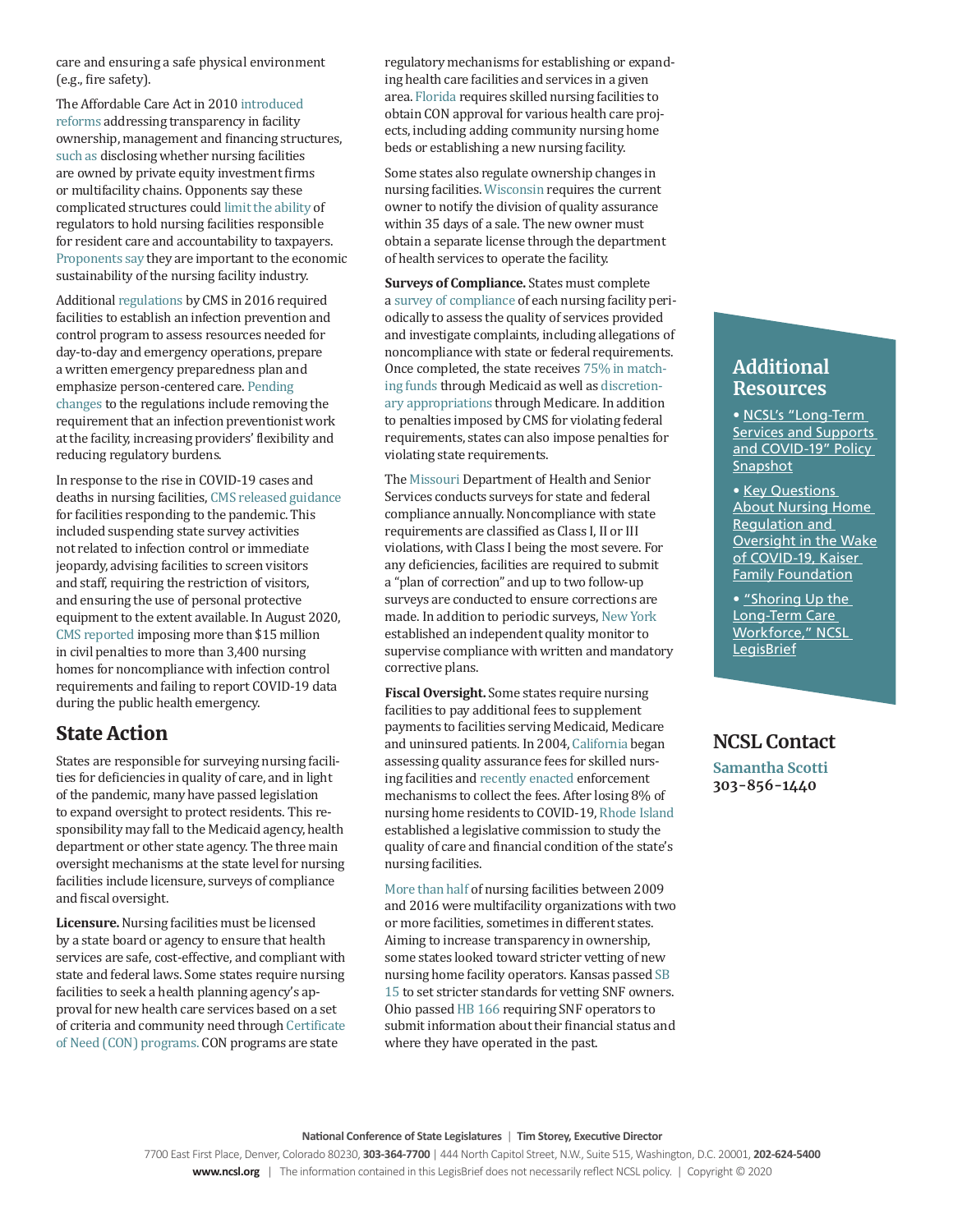care and ensuring a safe physical environment (e.g., fire safety).

The Affordable Care Act in 2010 introduced reforms addressing transparency in facility ownership, management and financing structures, such as disclosing whether nursing facilities are owned by private equity investment firms or multifacility chains. Opponents say these complicated structures could limit the ability of regulators to hold nursing facilities responsible for resident care and accountability to taxpayers. Proponents say they are important to the economic sustainability of the nursing facility industry.

Additional regulations by CMS in 2016 required facilities to establish an infection prevention and control program to assess resources needed for day-to-day and emergency operations, prepare a written emergency preparedness plan and emphasize person-centered care. Pending changes to the regulations include removing the requirement that an infection preventionist work at the facility, increasing providers' flexibility and reducing regulatory burdens.

In response to the rise in COVID-19 cases and deaths in nursing facilities, CMS released guidance for facilities responding to the pandemic. This included suspending state survey activities not related to infection control or immediate jeopardy, advising facilities to screen visitors and staff, requiring the restriction of visitors, and ensuring the use of personal protective equipment to the extent available. In August 2020, CMS reported imposing more than $15 million in civil penalties to more than 3,400 nursing homes for noncompliance with infection control requirements and failing to report COVID-19 data during the public health emergency.

## State Action

States are responsible for surveying nursing facilities for deficiencies in quality of care, and in light of the pandemic, many have passed legislation to expand oversight to protect residents. This responsibility may fall to the Medicaid agency, health department or other state agency. The three main oversight mechanisms at the state level for nursing facilities include licensure, surveys of compliance and fiscal oversight.

**Licensure.** Nursing facilities must be licensed by a state board or agency to ensure that health services are safe, cost-effective, and compliant with state and federal laws. Some states require nursing facilities to seek a health planning agency's approval for new health care services based on a set of criteria and community need through Certificate of Need (CON) programs. CON programs are state regulatory mechanisms for establishing or expanding health care facilities and services in a given area. Florida requires skilled nursing facilities to obtain CON approval for various health care projects, including adding community nursing home beds or establishing a new nursing facility.

Some states also regulate ownership changes in nursing facilities. Wisconsin requires the current owner to notify the division of quality assurance within 35 days of a sale. The new owner must obtain a separate license through the department of health services to operate the facility.

**Surveys of Compliance.** States must complete a survey of compliance of each nursing facility periodically to assess the quality of services provided and investigate complaints, including allegations of noncompliance with state or federal requirements. Once completed, the state receives 75% in matching funds through Medicaid as well as discretionary appropriations through Medicare. In addition to penalties imposed by CMS for violating federal requirements, states can also impose penalties for violating state requirements.

The Missouri Department of Health and Senior Services conducts surveys for state and federal compliance annually. Noncompliance with state requirements are classified as Class I, II or III violations, with Class I being the most severe. For any deficiencies, facilities are required to submit a "plan of correction" and up to two follow-up surveys are conducted to ensure corrections are made. In addition to periodic surveys, New York established an independent quality monitor to supervise compliance with written and mandatory corrective plans.

**Fiscal Oversight.** Some states require nursing facilities to pay additional fees to supplement payments to facilities serving Medicaid, Medicare and uninsured patients. In 2004, California began assessing quality assurance fees for skilled nursing facilities and recently enacted enforcement mechanisms to collect the fees. After losing 8% of nursing home residents to COVID-19, Rhode Island established a legislative commission to study the quality of care and financial condition of the state's nursing facilities.

More than half of nursing facilities between 2009 and 2016 were multifacility organizations with two or more facilities, sometimes in different states. Aiming to increase transparency in ownership, some states looked toward stricter vetting of new nursing home facility operators. Kansas passed SB 15 to set stricter standards for vetting SNF owners. Ohio passed HB 166 requiring SNF operators to submit information about their financial status and where they have operated in the past.

## Additional Resources

- NCSL's "Long-Term Services and Supports and COVID-19" Policy Snapshot
- Key Questions About Nursing Home Regulation and Oversight in the Wake of COVID-19, Kaiser Family Foundation
- "Shoring Up the Long-Term Care Workforce," NCSL LegisBrief

## NCSL Contact

**Samantha Scotti**
**303-856-1440**

**National Conference of State Legislatures** | **Tim Storey, Executive Director**

7700 East First Place, Denver, Colorado 80230, **303-364-7700** | 444 North Capitol Street, N.W., Suite 515, Washington, D.C. 20001, **202-624-5400**

**www.ncsl.org** | The information contained in this LegisBrief does not necessarily reflect NCSL policy. | Copyright © 2020